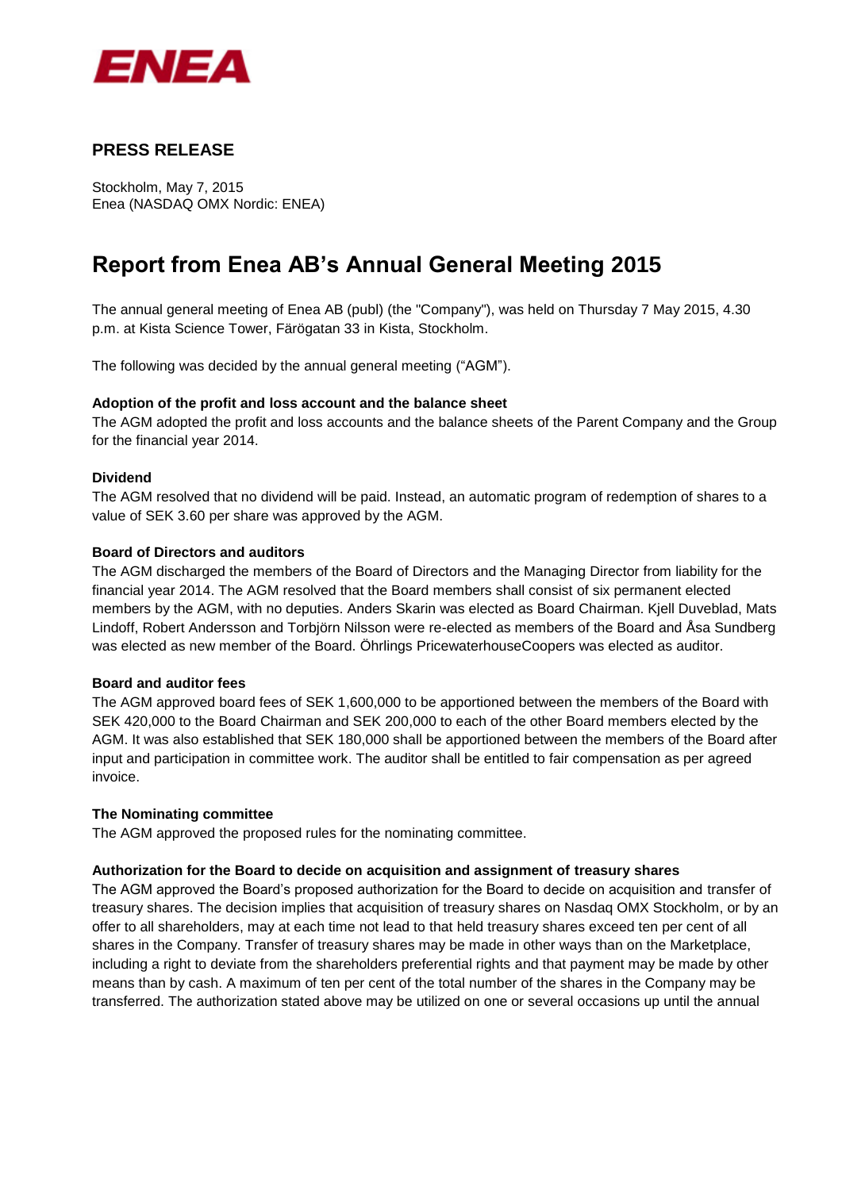ENEA

## PRESS RELEASE

Stockholm, May 7, 2015
Enea (NASDAQ OMX Nordic: ENEA)

# Report from Enea AB's Annual General Meeting 2015

The annual general meeting of Enea AB (publ) (the "Company"), was held on Thursday 7 May 2015, 4.30 p.m. at Kista Science Tower, Färögatan 33 in Kista, Stockholm.

The following was decided by the annual general meeting ("AGM").

**Adoption of the profit and loss account and the balance sheet**
The AGM adopted the profit and loss accounts and the balance sheets of the Parent Company and the Group for the financial year 2014.

**Dividend**
The AGM resolved that no dividend will be paid. Instead, an automatic program of redemption of shares to a value of SEK 3.60 per share was approved by the AGM.

**Board of Directors and auditors**
The AGM discharged the members of the Board of Directors and the Managing Director from liability for the financial year 2014. The AGM resolved that the Board members shall consist of six permanent elected members by the AGM, with no deputies. Anders Skarin was elected as Board Chairman. Kjell Duveblad, Mats Lindoff, Robert Andersson and Torbjörn Nilsson were re-elected as members of the Board and Åsa Sundberg was elected as new member of the Board. Öhrlings PricewaterhouseCoopers was elected as auditor.

**Board and auditor fees**
The AGM approved board fees of SEK 1,600,000 to be apportioned between the members of the Board with SEK 420,000 to the Board Chairman and SEK 200,000 to each of the other Board members elected by the AGM. It was also established that SEK 180,000 shall be apportioned between the members of the Board after input and participation in committee work. The auditor shall be entitled to fair compensation as per agreed invoice.

**The Nominating committee**
The AGM approved the proposed rules for the nominating committee.

**Authorization for the Board to decide on acquisition and assignment of treasury shares**
The AGM approved the Board's proposed authorization for the Board to decide on acquisition and transfer of treasury shares. The decision implies that acquisition of treasury shares on Nasdaq OMX Stockholm, or by an offer to all shareholders, may at each time not lead to that held treasury shares exceed ten per cent of all shares in the Company. Transfer of treasury shares may be made in other ways than on the Marketplace, including a right to deviate from the shareholders preferential rights and that payment may be made by other means than by cash. A maximum of ten per cent of the total number of the shares in the Company may be transferred. The authorization stated above may be utilized on one or several occasions up until the annual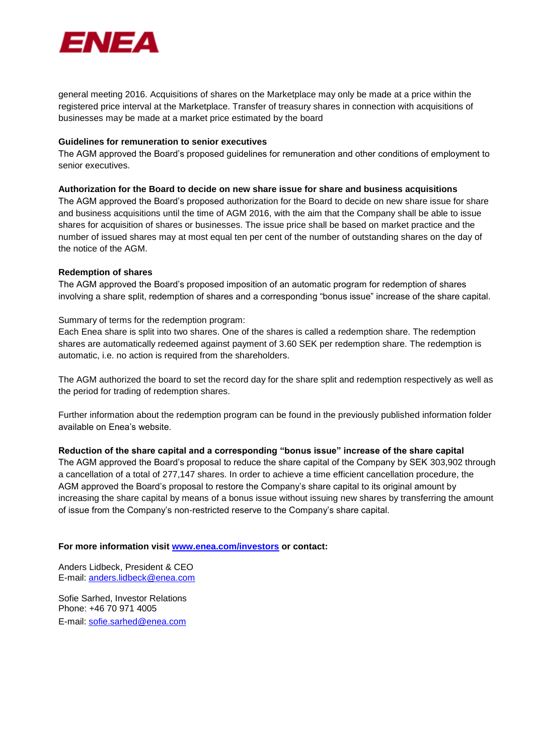general meeting 2016. Acquisitions of shares on the Marketplace may only be made at a price within the registered price interval at the Marketplace. Transfer of treasury shares in connection with acquisitions of businesses may be made at a market price estimated by the board

**Guidelines for remuneration to senior executives**

The AGM approved the Board's proposed guidelines for remuneration and other conditions of employment to senior executives.

**Authorization for the Board to decide on new share issue for share and business acquisitions**

The AGM approved the Board's proposed authorization for the Board to decide on new share issue for share and business acquisitions until the time of AGM 2016, with the aim that the Company shall be able to issue shares for acquisition of shares or businesses. The issue price shall be based on market practice and the number of issued shares may at most equal ten per cent of the number of outstanding shares on the day of the notice of the AGM.

**Redemption of shares**

The AGM approved the Board's proposed imposition of an automatic program for redemption of shares involving a share split, redemption of shares and a corresponding "bonus issue" increase of the share capital.

Summary of terms for the redemption program:
Each Enea share is split into two shares. One of the shares is called a redemption share. The redemption shares are automatically redeemed against payment of 3.60 SEK per redemption share. The redemption is automatic, i.e. no action is required from the shareholders.

The AGM authorized the board to set the record day for the share split and redemption respectively as well as the period for trading of redemption shares.

Further information about the redemption program can be found in the previously published information folder available on Enea's website.

**Reduction of the share capital and a corresponding "bonus issue" increase of the share capital**

The AGM approved the Board's proposal to reduce the share capital of the Company by SEK 303,902 through a cancellation of a total of 277,147 shares. In order to achieve a time efficient cancellation procedure, the AGM approved the Board's proposal to restore the Company's share capital to its original amount by increasing the share capital by means of a bonus issue without issuing new shares by transferring the amount of issue from the Company's non-restricted reserve to the Company's share capital.

**For more information visit [www.enea.com/investors](http://www.enea.com/investors) or contact:**

Anders Lidbeck, President & CEO
E-mail: anders.lidbeck@enea.com

Sofie Sarhed, Investor Relations
Phone: +46 70 971 4005
E-mail: sofie.sarhed@enea.com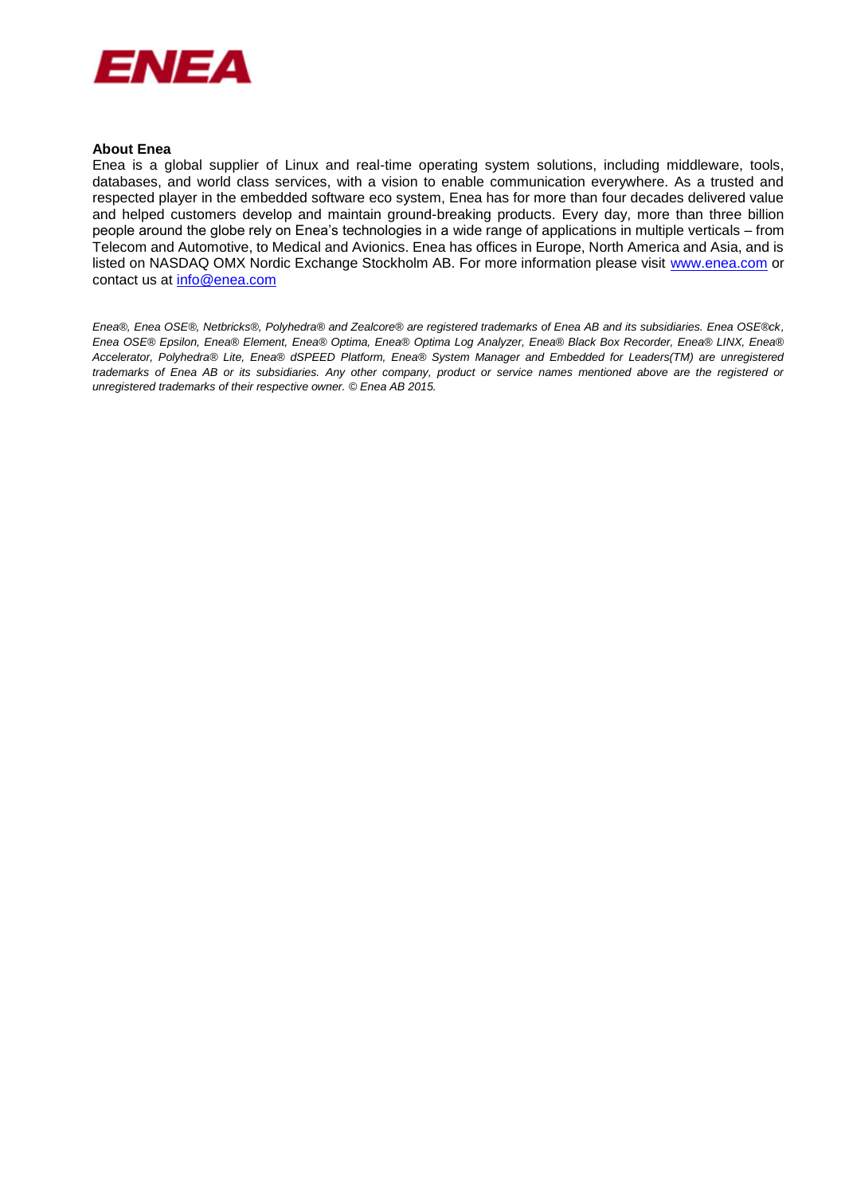**About Enea**

Enea is a global supplier of Linux and real-time operating system solutions, including middleware, tools, databases, and world class services, with a vision to enable communication everywhere. As a trusted and respected player in the embedded software eco system, Enea has for more than four decades delivered value and helped customers develop and maintain ground-breaking products. Every day, more than three billion people around the globe rely on Enea's technologies in a wide range of applications in multiple verticals – from Telecom and Automotive, to Medical and Avionics. Enea has offices in Europe, North America and Asia, and is listed on NASDAQ OMX Nordic Exchange Stockholm AB. For more information please visit [www.enea.com](http://www.enea.com) or contact us at [info@enea.com](mailto:info@enea.com)

*Enea®, Enea OSE®, Netbricks®, Polyhedra® and Zealcore® are registered trademarks of Enea AB and its subsidiaries. Enea OSE®ck, Enea OSE® Epsilon, Enea® Element, Enea® Optima, Enea® Optima Log Analyzer, Enea® Black Box Recorder, Enea® LINX, Enea® Accelerator, Polyhedra® Lite, Enea® dSPEED Platform, Enea® System Manager and Embedded for Leaders(TM) are unregistered trademarks of Enea AB or its subsidiaries. Any other company, product or service names mentioned above are the registered or unregistered trademarks of their respective owner. © Enea AB 2015.*